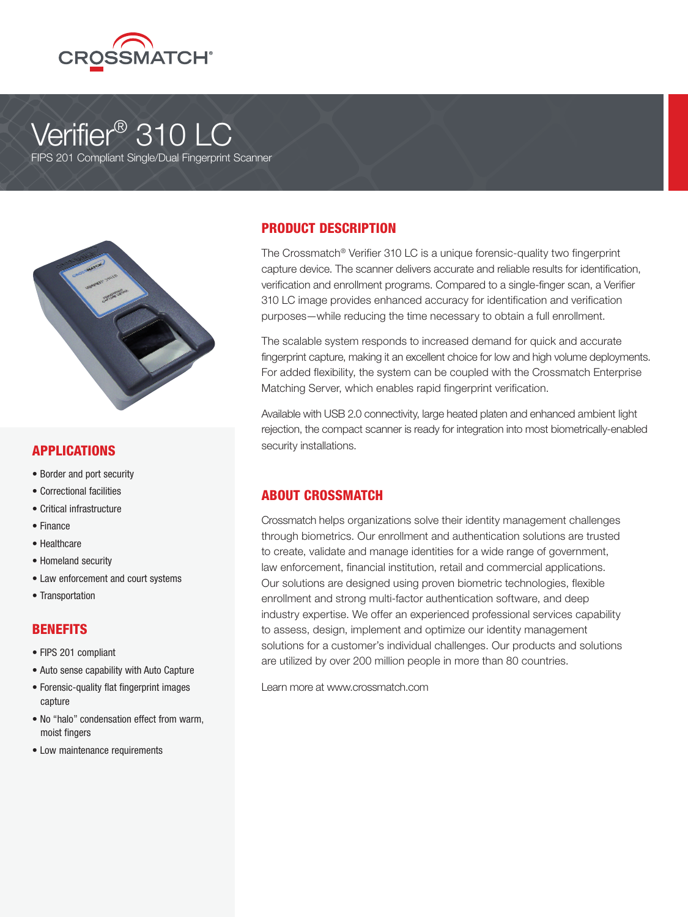CROSSMATCH®

# Verifier® 310 LC

FIPS 201 Compliant Single/Dual Fingerprint Scanner

## PRODUCT DESCRIPTION

The Crossmatch® Verifier 310 LC is a unique forensic-quality two fingerprint capture device. The scanner delivers accurate and reliable results for identification, verification and enrollment programs. Compared to a single-finger scan, a Verifier 310 LC image provides enhanced accuracy for identification and verification purposes—while reducing the time necessary to obtain a full enrollment.

The scalable system responds to increased demand for quick and accurate fingerprint capture, making it an excellent choice for low and high volume deployments. For added flexibility, the system can be coupled with the Crossmatch Enterprise Matching Server, which enables rapid fingerprint verification.

Available with USB 2.0 connectivity, large heated platen and enhanced ambient light rejection, the compact scanner is ready for integration into most biometrically-enabled security installations.

## ABOUT CROSSMATCH

Crossmatch helps organizations solve their identity management challenges through biometrics. Our enrollment and authentication solutions are trusted to create, validate and manage identities for a wide range of government, law enforcement, financial institution, retail and commercial applications. Our solutions are designed using proven biometric technologies, flexible enrollment and strong multi-factor authentication software, and deep industry expertise. We offer an experienced professional services capability to assess, design, implement and optimize our identity management solutions for a customer's individual challenges. Our products and solutions are utilized by over 200 million people in more than 80 countries.

Learn more at www.crossmatch.com

## APPLICATIONS

- Border and port security
- Correctional facilities
- Critical infrastructure
- Finance
- Healthcare
- Homeland security
- Law enforcement and court systems
- Transportation

## BENEFITS

- FIPS 201 compliant
- Auto sense capability with Auto Capture
- Forensic-quality flat fingerprint images capture
- No "halo" condensation effect from warm, moist fingers
- Low maintenance requirements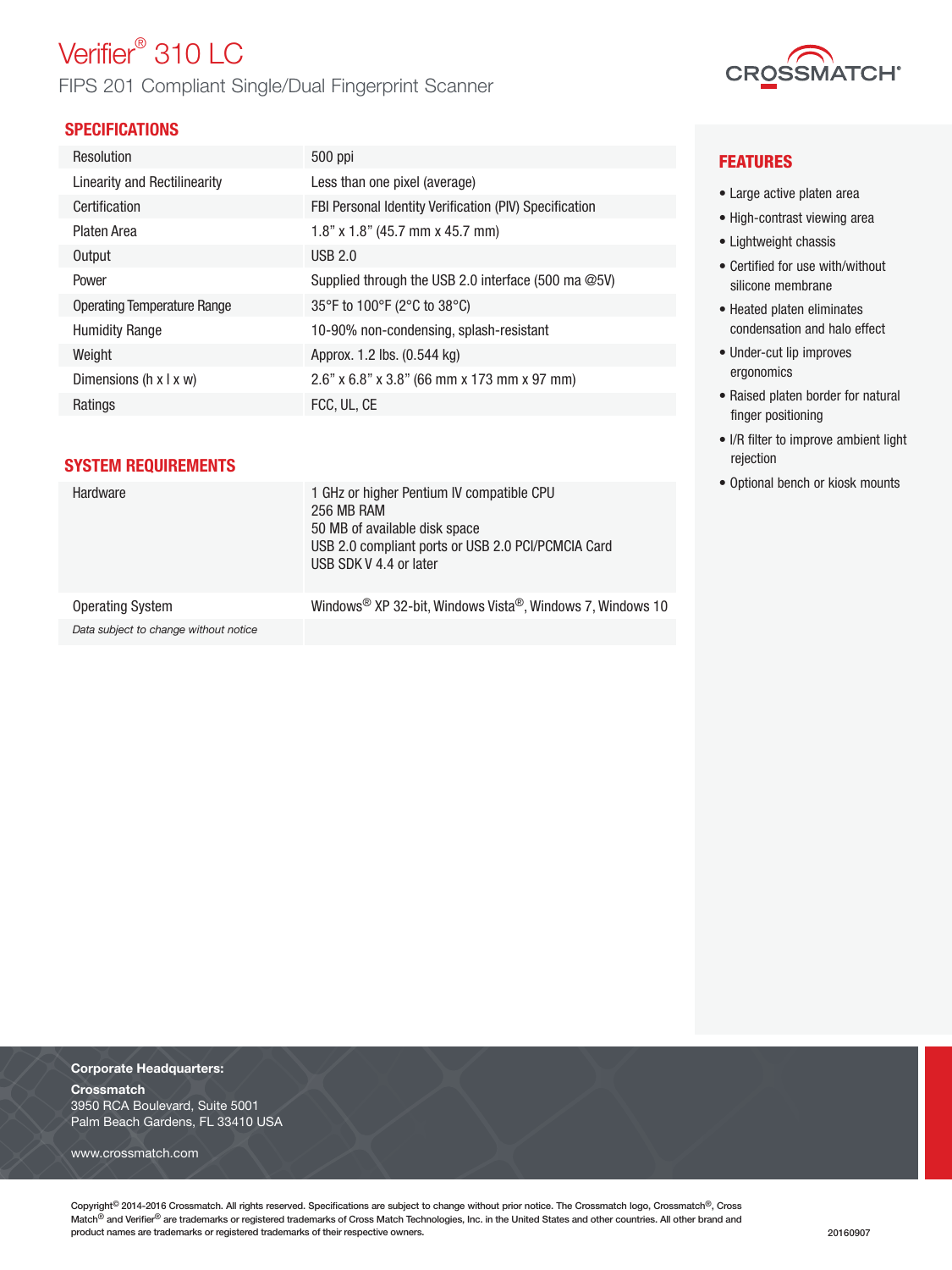# Verifier® 310 LC

FIPS 201 Compliant Single/Dual Fingerprint Scanner

CROSSMATCH®

## SPECIFICATIONS

| | |
|---|---|
| Resolution | 500 ppi |
| Linearity and Rectilinearity | Less than one pixel (average) |
| Certification | FBI Personal Identity Verification (PIV) Specification |
| Platen Area | 1.8” x 1.8” (45.7 mm x 45.7 mm) |
| Output | USB 2.0 |
| Power | Supplied through the USB 2.0 interface (500 ma @5V) |
| Operating Temperature Range | 35°F to 100°F (2°C to 38°C) |
| Humidity Range | 10-90% non-condensing, splash-resistant |
| Weight | Approx. 1.2 lbs. (0.544 kg) |
| Dimensions (h x l x w) | 2.6” x 6.8” x 3.8” (66 mm x 173 mm x 97 mm) |
| Ratings | FCC, UL, CE |

## SYSTEM REQUIREMENTS

| | |
|---|---|
| Hardware | 1 GHz or higher Pentium IV compatible CPU<br>256 MB RAM<br>50 MB of available disk space<br>USB 2.0 compliant ports or USB 2.0 PCI/PCMCIA Card<br>USB SDK V 4.4 or later |
| Operating System | Windows® XP 32-bit, Windows Vista®, Windows 7, Windows 10 |
| *Data subject to change without notice* | |

## FEATURES

- Large active platen area
- High-contrast viewing area
- Lightweight chassis
- Certified for use with/without silicone membrane
- Heated platen eliminates condensation and halo effect
- Under-cut lip improves ergonomics
- Raised platen border for natural finger positioning
- I/R filter to improve ambient light rejection
- Optional bench or kiosk mounts

**Corporate Headquarters:**

**Crossmatch**
3950 RCA Boulevard, Suite 5001
Palm Beach Gardens, FL 33410 USA

www.crossmatch.com

Copyright© 2014-2016 Crossmatch. All rights reserved. Specifications are subject to change without prior notice. The Crossmatch logo, Crossmatch®, Cross Match® and Verifier® are trademarks or registered trademarks of Cross Match Technologies, Inc. in the United States and other countries. All other brand and product names are trademarks or registered trademarks of their respective owners.

20160907